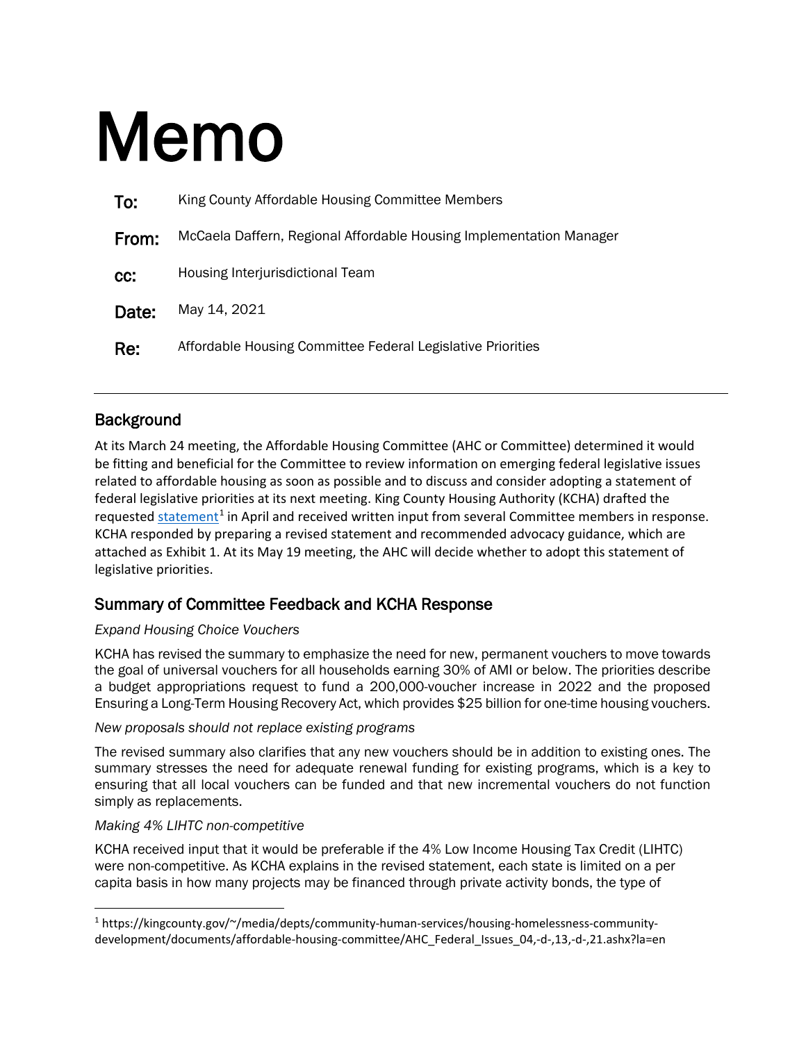# Memo

**To:** King County Affordable Housing Committee Members

**From:** McCaela Daffern, Regional Affordable Housing Implementation Manager

**cc:** Housing Interjurisdictional Team

**Date:** May 14, 2021

**Re:** Affordable Housing Committee Federal Legislative Priorities

---

## Background

At its March 24 meeting, the Affordable Housing Committee (AHC or Committee) determined it would be fitting and beneficial for the Committee to review information on emerging federal legislative issues related to affordable housing as soon as possible and to discuss and consider adopting a statement of federal legislative priorities at its next meeting. King County Housing Authority (KCHA) drafted the requested statement[1] in April and received written input from several Committee members in response. KCHA responded by preparing a revised statement and recommended advocacy guidance, which are attached as Exhibit 1. At its May 19 meeting, the AHC will decide whether to adopt this statement of legislative priorities.

## Summary of Committee Feedback and KCHA Response

*Expand Housing Choice Vouchers*

KCHA has revised the summary to emphasize the need for new, permanent vouchers to move towards the goal of universal vouchers for all households earning 30% of AMI or below. The priorities describe a budget appropriations request to fund a 200,000-voucher increase in 2022 and the proposed Ensuring a Long-Term Housing Recovery Act, which provides $25 billion for one-time housing vouchers.

*New proposals should not replace existing programs*

The revised summary also clarifies that any new vouchers should be in addition to existing ones. The summary stresses the need for adequate renewal funding for existing programs, which is a key to ensuring that all local vouchers can be funded and that new incremental vouchers do not function simply as replacements.

*Making 4% LIHTC non-competitive*

KCHA received input that it would be preferable if the 4% Low Income Housing Tax Credit (LIHTC) were non-competitive. As KCHA explains in the revised statement, each state is limited on a per capita basis in how many projects may be financed through private activity bonds, the type of

---

[1] https://kingcounty.gov/~/media/depts/community-human-services/housing-homelessness-community-development/documents/affordable-housing-committee/AHC_Federal_Issues_04,-d-,13,-d-,21.ashx?la=en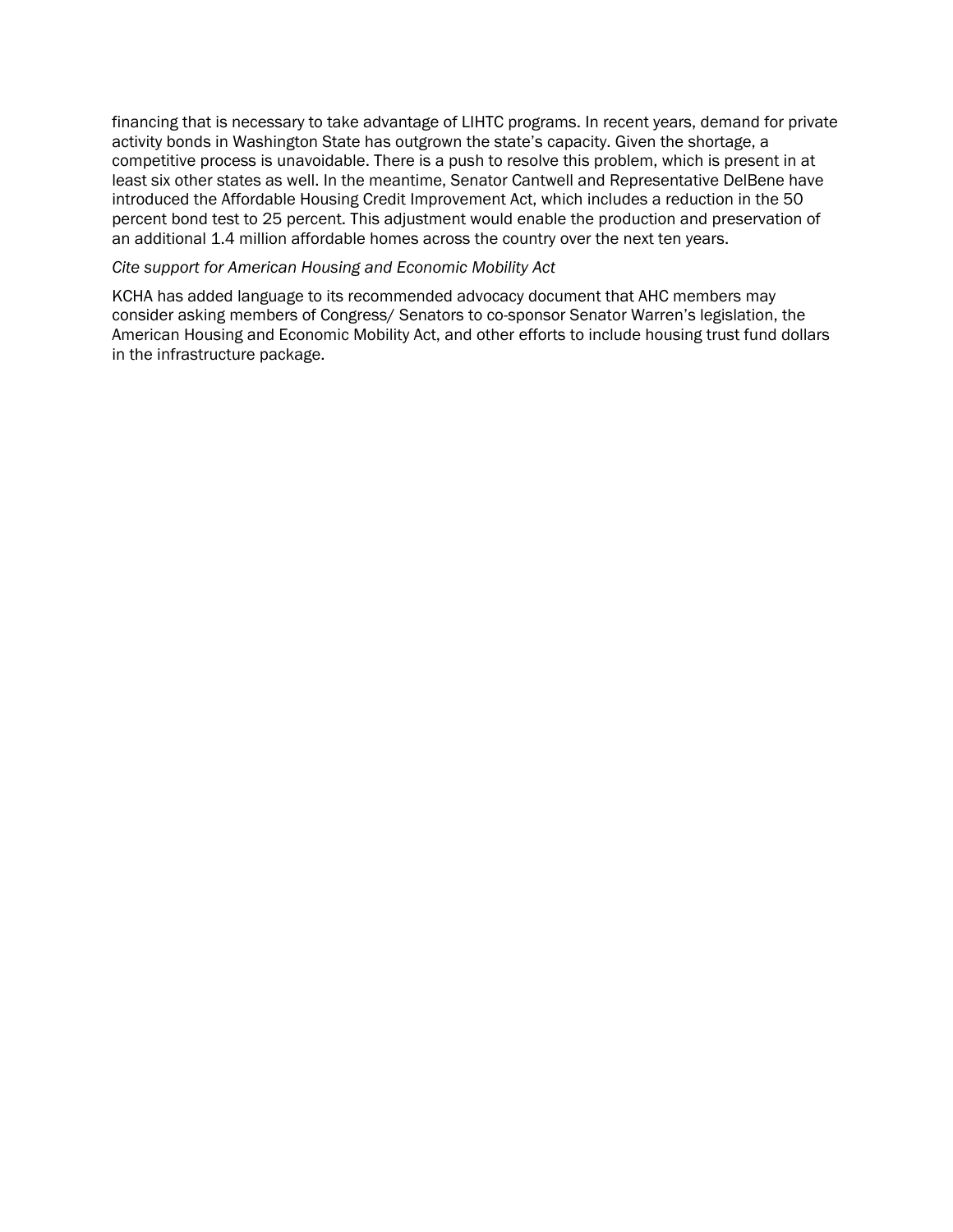financing that is necessary to take advantage of LIHTC programs. In recent years, demand for private activity bonds in Washington State has outgrown the state's capacity. Given the shortage, a competitive process is unavoidable. There is a push to resolve this problem, which is present in at least six other states as well. In the meantime, Senator Cantwell and Representative DelBene have introduced the Affordable Housing Credit Improvement Act, which includes a reduction in the 50 percent bond test to 25 percent. This adjustment would enable the production and preservation of an additional 1.4 million affordable homes across the country over the next ten years.

*Cite support for American Housing and Economic Mobility Act*

KCHA has added language to its recommended advocacy document that AHC members may consider asking members of Congress/ Senators to co-sponsor Senator Warren's legislation, the American Housing and Economic Mobility Act, and other efforts to include housing trust fund dollars in the infrastructure package.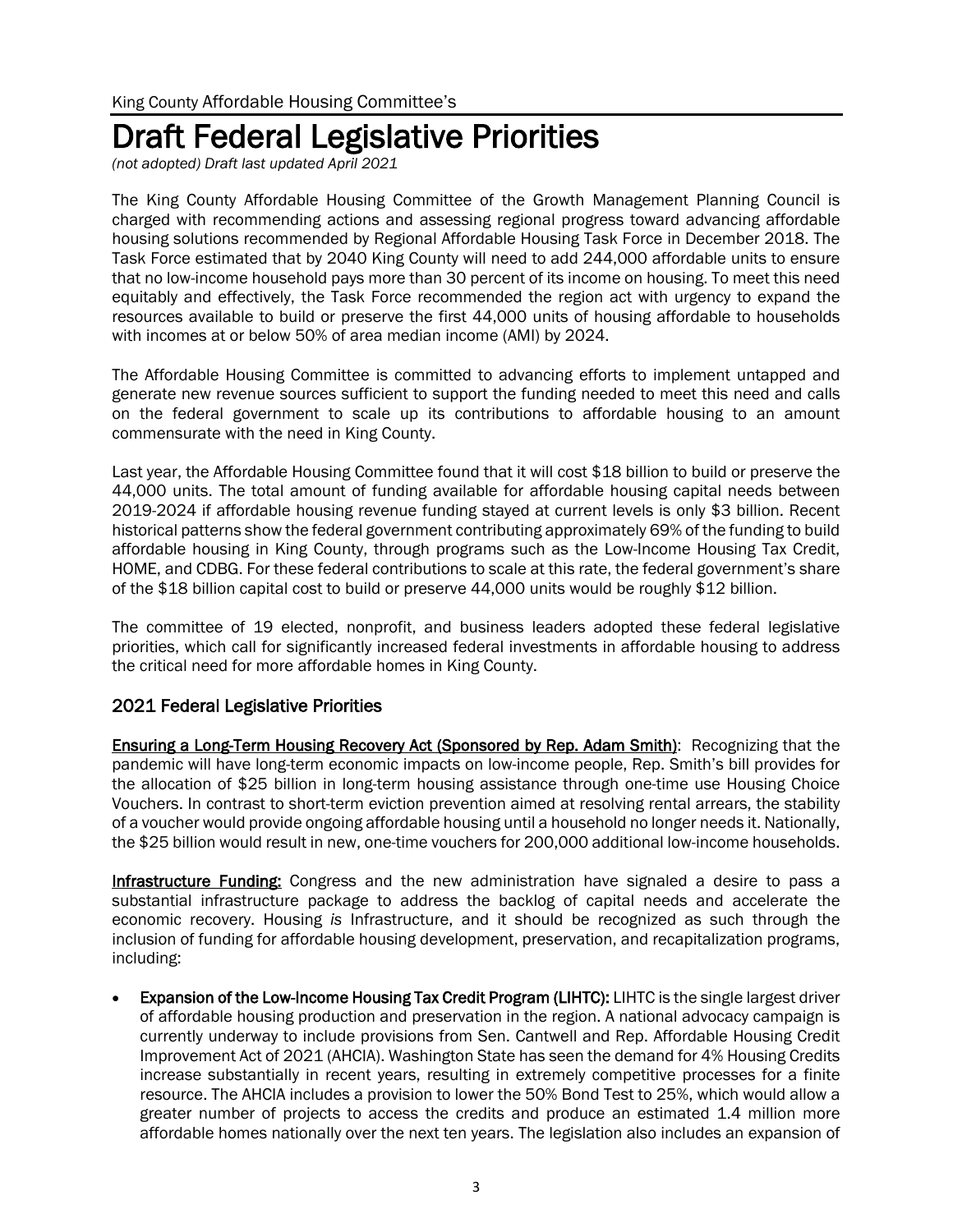King County Affordable Housing Committee's

# Draft Federal Legislative Priorities

*(not adopted) Draft last updated April 2021*

The King County Affordable Housing Committee of the Growth Management Planning Council is charged with recommending actions and assessing regional progress toward advancing affordable housing solutions recommended by Regional Affordable Housing Task Force in December 2018. The Task Force estimated that by 2040 King County will need to add 244,000 affordable units to ensure that no low-income household pays more than 30 percent of its income on housing. To meet this need equitably and effectively, the Task Force recommended the region act with urgency to expand the resources available to build or preserve the first 44,000 units of housing affordable to households with incomes at or below 50% of area median income (AMI) by 2024.

The Affordable Housing Committee is committed to advancing efforts to implement untapped and generate new revenue sources sufficient to support the funding needed to meet this need and calls on the federal government to scale up its contributions to affordable housing to an amount commensurate with the need in King County.

Last year, the Affordable Housing Committee found that it will cost $18 billion to build or preserve the 44,000 units. The total amount of funding available for affordable housing capital needs between 2019-2024 if affordable housing revenue funding stayed at current levels is only $3 billion. Recent historical patterns show the federal government contributing approximately 69% of the funding to build affordable housing in King County, through programs such as the Low-Income Housing Tax Credit, HOME, and CDBG. For these federal contributions to scale at this rate, the federal government's share of the $18 billion capital cost to build or preserve 44,000 units would be roughly $12 billion.

The committee of 19 elected, nonprofit, and business leaders adopted these federal legislative priorities, which call for significantly increased federal investments in affordable housing to address the critical need for more affordable homes in King County.

## 2021 Federal Legislative Priorities

**Ensuring a Long-Term Housing Recovery Act (Sponsored by Rep. Adam Smith)**: Recognizing that the pandemic will have long-term economic impacts on low-income people, Rep. Smith's bill provides for the allocation of $25 billion in long-term housing assistance through one-time use Housing Choice Vouchers. In contrast to short-term eviction prevention aimed at resolving rental arrears, the stability of a voucher would provide ongoing affordable housing until a household no longer needs it. Nationally, the $25 billion would result in new, one-time vouchers for 200,000 additional low-income households.

**Infrastructure Funding:** Congress and the new administration have signaled a desire to pass a substantial infrastructure package to address the backlog of capital needs and accelerate the economic recovery. Housing *is* Infrastructure, and it should be recognized as such through the inclusion of funding for affordable housing development, preservation, and recapitalization programs, including:

- **Expansion of the Low-Income Housing Tax Credit Program (LIHTC):** LIHTC is the single largest driver of affordable housing production and preservation in the region. A national advocacy campaign is currently underway to include provisions from Sen. Cantwell and Rep. Affordable Housing Credit Improvement Act of 2021 (AHCIA). Washington State has seen the demand for 4% Housing Credits increase substantially in recent years, resulting in extremely competitive processes for a finite resource. The AHCIA includes a provision to lower the 50% Bond Test to 25%, which would allow a greater number of projects to access the credits and produce an estimated 1.4 million more affordable homes nationally over the next ten years. The legislation also includes an expansion of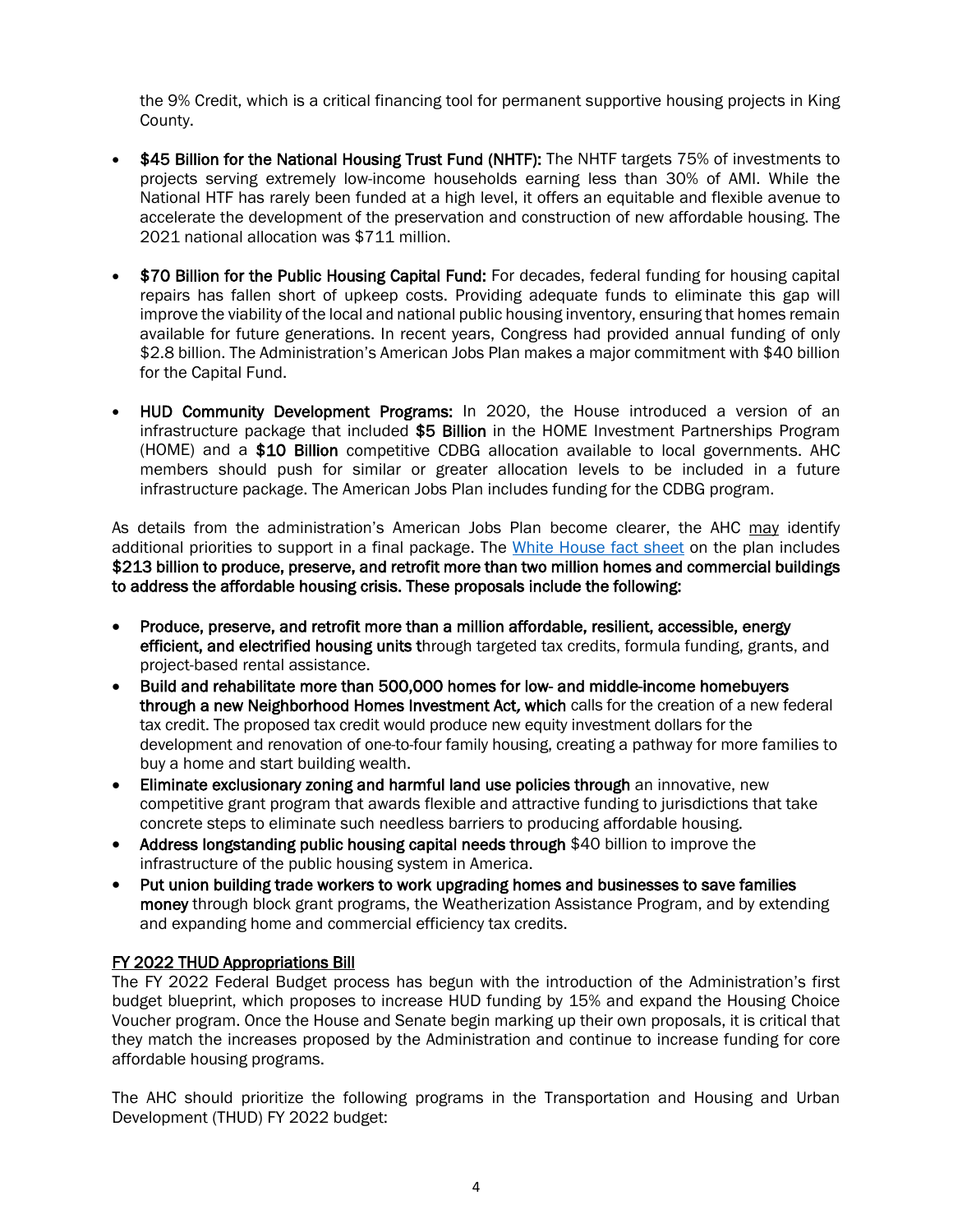the 9% Credit, which is a critical financing tool for permanent supportive housing projects in King County.

- **$45 Billion for the National Housing Trust Fund (NHTF):** The NHTF targets 75% of investments to projects serving extremely low-income households earning less than 30% of AMI. While the National HTF has rarely been funded at a high level, it offers an equitable and flexible avenue to accelerate the development of the preservation and construction of new affordable housing. The 2021 national allocation was $711 million.

- **$70 Billion for the Public Housing Capital Fund:** For decades, federal funding for housing capital repairs has fallen short of upkeep costs. Providing adequate funds to eliminate this gap will improve the viability of the local and national public housing inventory, ensuring that homes remain available for future generations. In recent years, Congress had provided annual funding of only $2.8 billion. The Administration's American Jobs Plan makes a major commitment with $40 billion for the Capital Fund.

- **HUD Community Development Programs:** In 2020, the House introduced a version of an infrastructure package that included **$5 Billion** in the HOME Investment Partnerships Program (HOME) and a **$10 Billion** competitive CDBG allocation available to local governments. AHC members should push for similar or greater allocation levels to be included in a future infrastructure package. The American Jobs Plan includes funding for the CDBG program.

As details from the administration's American Jobs Plan become clearer, the AHC <u>may</u> identify additional priorities to support in a final package. The [White House fact sheet](#) on the plan includes **$213 billion to produce, preserve, and retrofit more than two million homes and commercial buildings to address the affordable housing crisis. These proposals include the following:**

- **Produce, preserve, and retrofit more than a million affordable, resilient, accessible, energy efficient, and electrified housing units t**hrough targeted tax credits, formula funding, grants, and project-based rental assistance.
- **Build and rehabilitate more than 500,000 homes for low- and middle-income homebuyers through a new Neighborhood Homes Investment Act, which** calls for the creation of a new federal tax credit. The proposed tax credit would produce new equity investment dollars for the development and renovation of one-to-four family housing, creating a pathway for more families to buy a home and start building wealth.
- **Eliminate exclusionary zoning and harmful land use policies through** an innovative, new competitive grant program that awards flexible and attractive funding to jurisdictions that take concrete steps to eliminate such needless barriers to producing affordable housing.
- **Address longstanding public housing capital needs through** $40 billion to improve the infrastructure of the public housing system in America.
- **Put union building trade workers to work upgrading homes and businesses to save families money** through block grant programs, the Weatherization Assistance Program, and by extending and expanding home and commercial efficiency tax credits.

<u>FY 2022 THUD Appropriations Bill</u>

The FY 2022 Federal Budget process has begun with the introduction of the Administration's first budget blueprint, which proposes to increase HUD funding by 15% and expand the Housing Choice Voucher program. Once the House and Senate begin marking up their own proposals, it is critical that they match the increases proposed by the Administration and continue to increase funding for core affordable housing programs.

The AHC should prioritize the following programs in the Transportation and Housing and Urban Development (THUD) FY 2022 budget: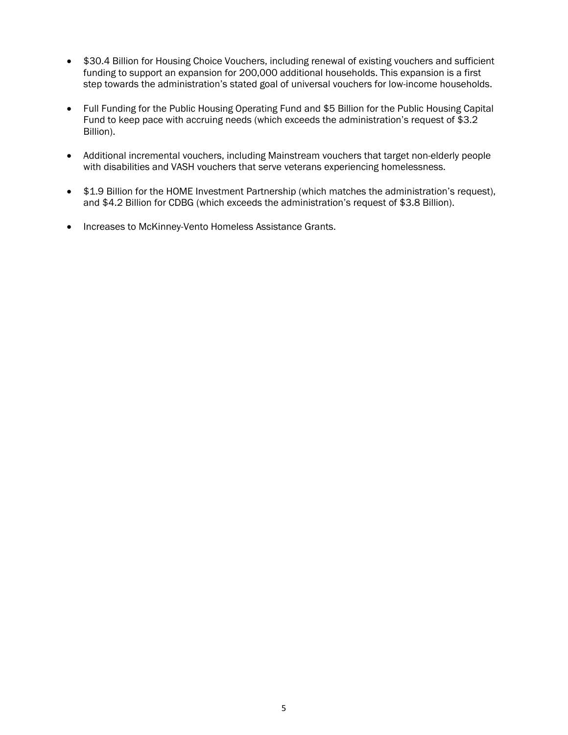- $30.4 Billion for Housing Choice Vouchers, including renewal of existing vouchers and sufficient funding to support an expansion for 200,000 additional households. This expansion is a first step towards the administration's stated goal of universal vouchers for low-income households.

- Full Funding for the Public Housing Operating Fund and $5 Billion for the Public Housing Capital Fund to keep pace with accruing needs (which exceeds the administration's request of $3.2 Billion).

- Additional incremental vouchers, including Mainstream vouchers that target non-elderly people with disabilities and VASH vouchers that serve veterans experiencing homelessness.

- $1.9 Billion for the HOME Investment Partnership (which matches the administration's request), and $4.2 Billion for CDBG (which exceeds the administration's request of $3.8 Billion).

- Increases to McKinney-Vento Homeless Assistance Grants.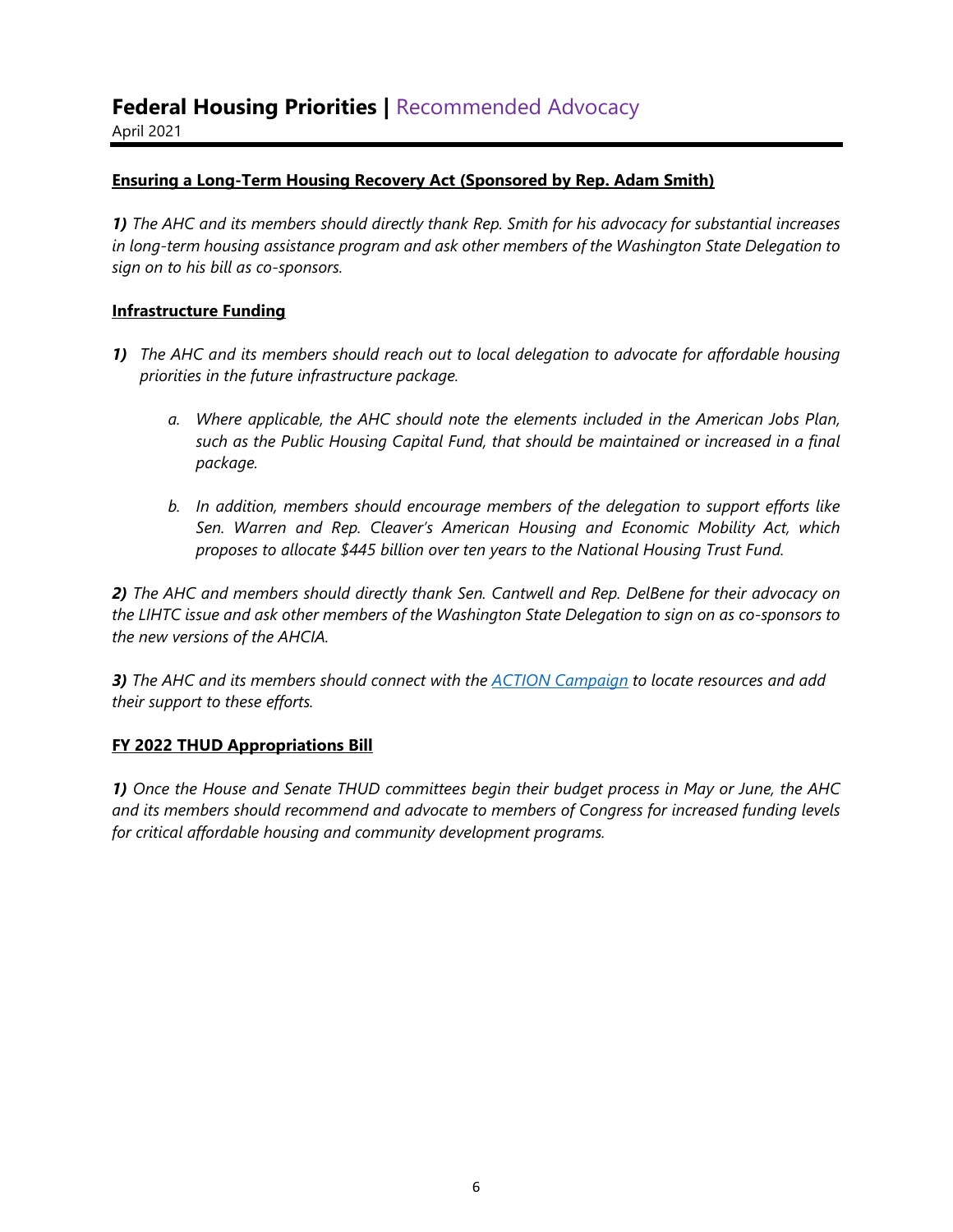# **Federal Housing Priorities |** Recommended Advocacy

April 2021

**Ensuring a Long-Term Housing Recovery Act (Sponsored by Rep. Adam Smith)**

***1)*** *The AHC and its members should directly thank Rep. Smith for his advocacy for substantial increases in long-term housing assistance program and ask other members of the Washington State Delegation to sign on to his bill as co-sponsors.*

**Infrastructure Funding**

***1)*** *The AHC and its members should reach out to local delegation to advocate for affordable housing priorities in the future infrastructure package.*

   *a. Where applicable, the AHC should note the elements included in the American Jobs Plan, such as the Public Housing Capital Fund, that should be maintained or increased in a final package.*

   *b. In addition, members should encourage members of the delegation to support efforts like Sen. Warren and Rep. Cleaver's American Housing and Economic Mobility Act, which proposes to allocate $445 billion over ten years to the National Housing Trust Fund.*

***2)*** *The AHC and members should directly thank Sen. Cantwell and Rep. DelBene for their advocacy on the LIHTC issue and ask other members of the Washington State Delegation to sign on as co-sponsors to the new versions of the AHCIA.*

***3)*** *The AHC and its members should connect with the [ACTION Campaign] to locate resources and add their support to these efforts.*

**FY 2022 THUD Appropriations Bill**

***1)*** *Once the House and Senate THUD committees begin their budget process in May or June, the AHC and its members should recommend and advocate to members of Congress for increased funding levels for critical affordable housing and community development programs.*